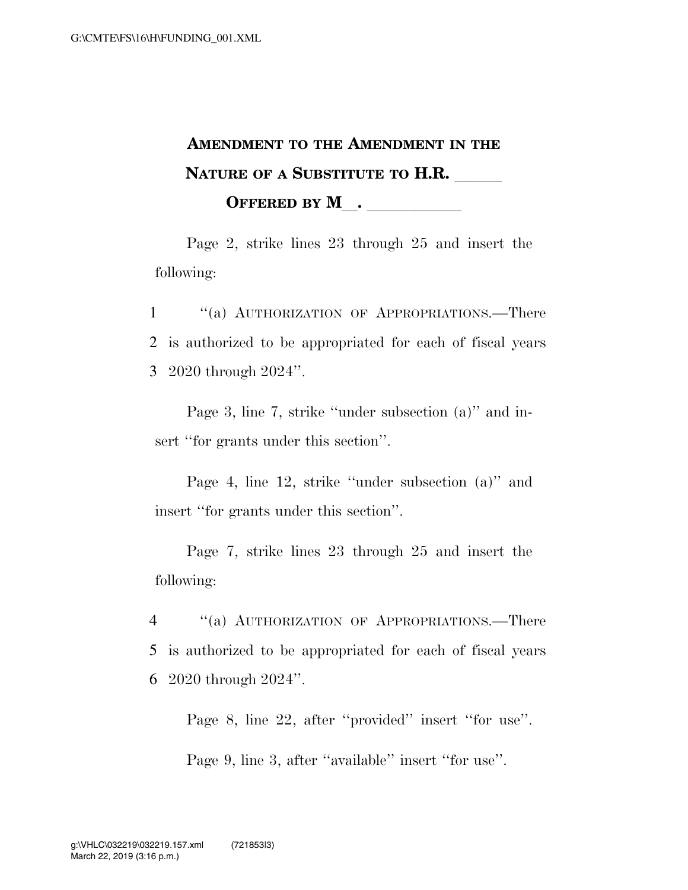# Amendment to the Amendment in the Nature of a Substitute to H.R. \_\_\_\_\_

## Offered by M\_\_. \_\_\_\_\_\_\_\_\_\_\_

Page 2, strike lines 23 through 25 and insert the following:

1 "(a) AUTHORIZATION OF APPROPRIATIONS.—There
2 is authorized to be appropriated for each of fiscal years
3 2020 through 2024".

Page 3, line 7, strike "under subsection (a)" and insert "for grants under this section".

Page 4, line 12, strike "under subsection (a)" and insert "for grants under this section".

Page 7, strike lines 23 through 25 and insert the following:

4 "(a) AUTHORIZATION OF APPROPRIATIONS.—There
5 is authorized to be appropriated for each of fiscal years
6 2020 through 2024".

Page 8, line 22, after "provided" insert "for use".

Page 9, line 3, after "available" insert "for use".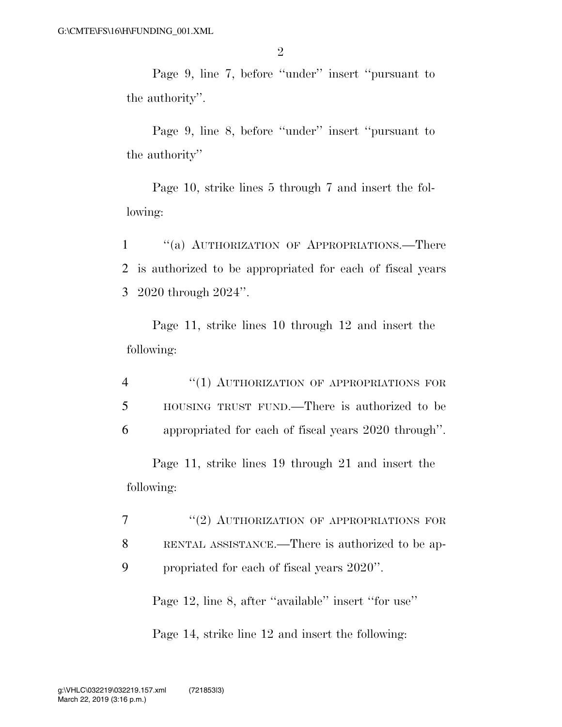Page 9, line 7, before ''under'' insert ''pursuant to the authority''.

Page 9, line 8, before ''under'' insert ''pursuant to the authority''

Page 10, strike lines 5 through 7 and insert the following:

1 ''(a) AUTHORIZATION OF APPROPRIATIONS.—There
2 is authorized to be appropriated for each of fiscal years
3 2020 through 2024''.

Page 11, strike lines 10 through 12 and insert the following:

4 ''(1) AUTHORIZATION OF APPROPRIATIONS FOR
5 HOUSING TRUST FUND.—There is authorized to be
6 appropriated for each of fiscal years 2020 through''.

Page 11, strike lines 19 through 21 and insert the following:

7 ''(2) AUTHORIZATION OF APPROPRIATIONS FOR
8 RENTAL ASSISTANCE.—There is authorized to be ap-
9 propriated for each of fiscal years 2020''.

Page 12, line 8, after ''available'' insert ''for use''

Page 14, strike line 12 and insert the following: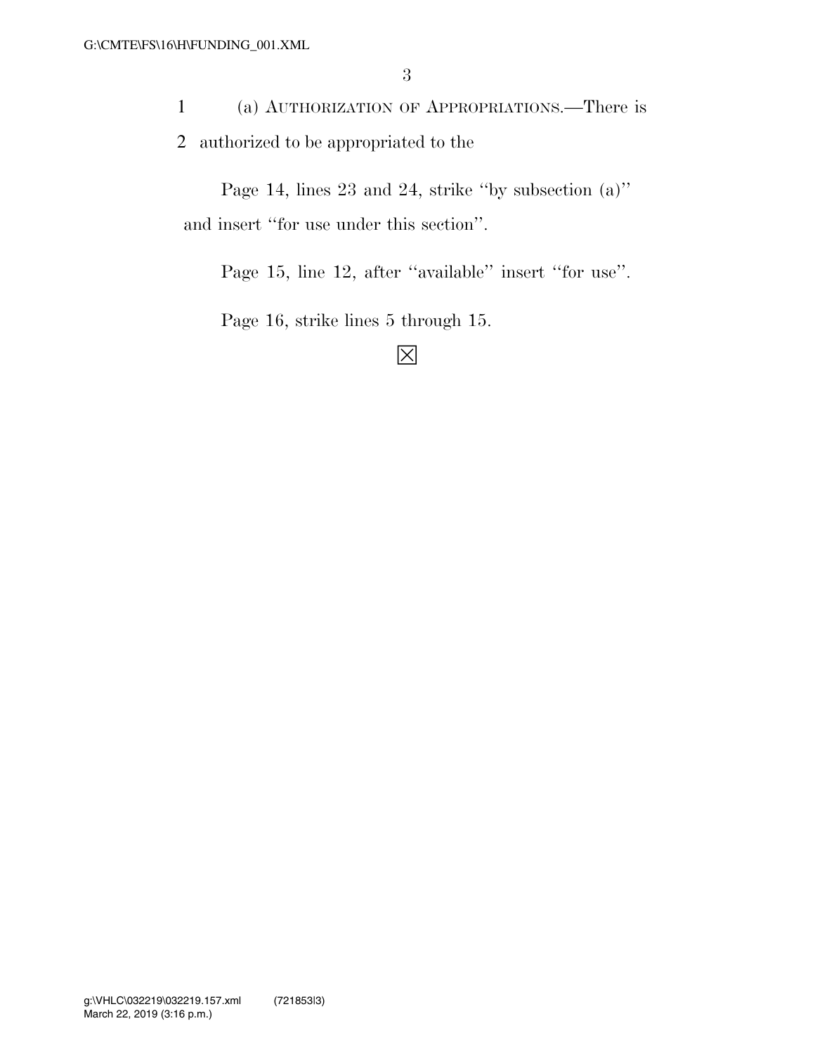1 (a) AUTHORIZATION OF APPROPRIATIONS.—There is
2 authorized to be appropriated to the

Page 14, lines 23 and 24, strike "by subsection (a)" and insert "for use under this section".

Page 15, line 12, after "available" insert "for use".

Page 16, strike lines 5 through 15.

☒